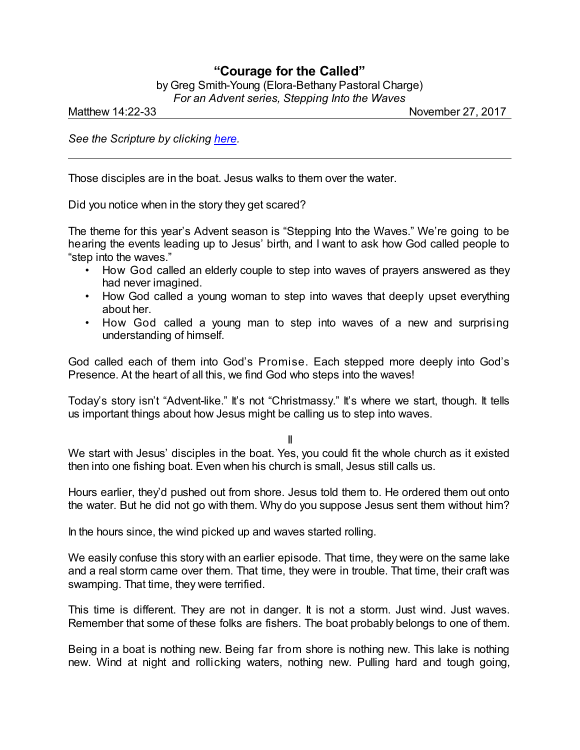# "Courage for the Called"

by Greg Smith-Young (Elora-Bethany Pastoral Charge)
*For an Advent series, Stepping Into the Waves*

Matthew 14:22-33 November 27, 2017

*See the Scripture by clicking [here](#).*

---

Those disciples are in the boat. Jesus walks to them over the water.

Did you notice when in the story they get scared?

The theme for this year's Advent season is "Stepping Into the Waves." We're going to be hearing the events leading up to Jesus' birth, and I want to ask how God called people to "step into the waves."

- How God called an elderly couple to step into waves of prayers answered as they had never imagined.
- How God called a young woman to step into waves that deeply upset everything about her.
- How God called a young man to step into waves of a new and surprising understanding of himself.

God called each of them into God's Promise. Each stepped more deeply into God's Presence. At the heart of all this, we find God who steps into the waves!

Today's story isn't "Advent-like." It's not "Christmassy." It's where we start, though. It tells us important things about how Jesus might be calling us to step into waves.

II

We start with Jesus' disciples in the boat. Yes, you could fit the whole church as it existed then into one fishing boat. Even when his church is small, Jesus still calls us.

Hours earlier, they'd pushed out from shore. Jesus told them to. He ordered them out onto the water. But he did not go with them. Why do you suppose Jesus sent them without him?

In the hours since, the wind picked up and waves started rolling.

We easily confuse this story with an earlier episode. That time, they were on the same lake and a real storm came over them. That time, they were in trouble. That time, their craft was swamping. That time, they were terrified.

This time is different. They are not in danger. It is not a storm. Just wind. Just waves. Remember that some of these folks are fishers. The boat probably belongs to one of them.

Being in a boat is nothing new. Being far from shore is nothing new. This lake is nothing new. Wind at night and rollicking waters, nothing new. Pulling hard and tough going,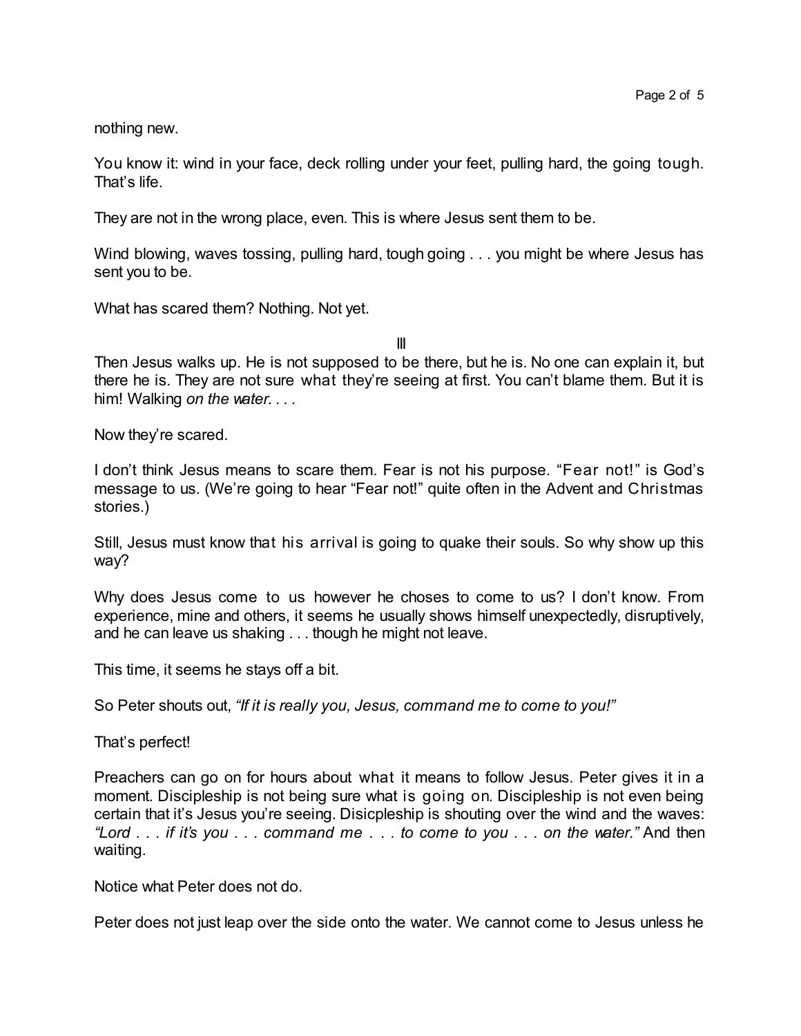nothing new.

You know it: wind in your face, deck rolling under your feet, pulling hard, the going tough. That's life.

They are not in the wrong place, even. This is where Jesus sent them to be.

Wind blowing, waves tossing, pulling hard, tough going . . . you might be where Jesus has sent you to be.

What has scared them? Nothing. Not yet.

III

Then Jesus walks up. He is not supposed to be there, but he is. No one can explain it, but there he is. They are not sure what they're seeing at first. You can't blame them. But it is him! Walking *on the water. . . .*

Now they're scared.

I don't think Jesus means to scare them. Fear is not his purpose. "Fear not!" is God's message to us. (We're going to hear "Fear not!" quite often in the Advent and Christmas stories.)

Still, Jesus must know that his arrival is going to quake their souls. So why show up this way?

Why does Jesus come to us however he choses to come to us? I don't know. From experience, mine and others, it seems he usually shows himself unexpectedly, disruptively, and he can leave us shaking . . . though he might not leave.

This time, it seems he stays off a bit.

So Peter shouts out, *"If it is really you, Jesus, command me to come to you!"*

That's perfect!

Preachers can go on for hours about what it means to follow Jesus. Peter gives it in a moment. Discipleship is not being sure what is going on. Discipleship is not even being certain that it's Jesus you're seeing. Disicpleship is shouting over the wind and the waves: *"Lord . . . if it's you . . . command me . . . to come to you . . . on the water."* And then waiting.

Notice what Peter does not do.

Peter does not just leap over the side onto the water. We cannot come to Jesus unless he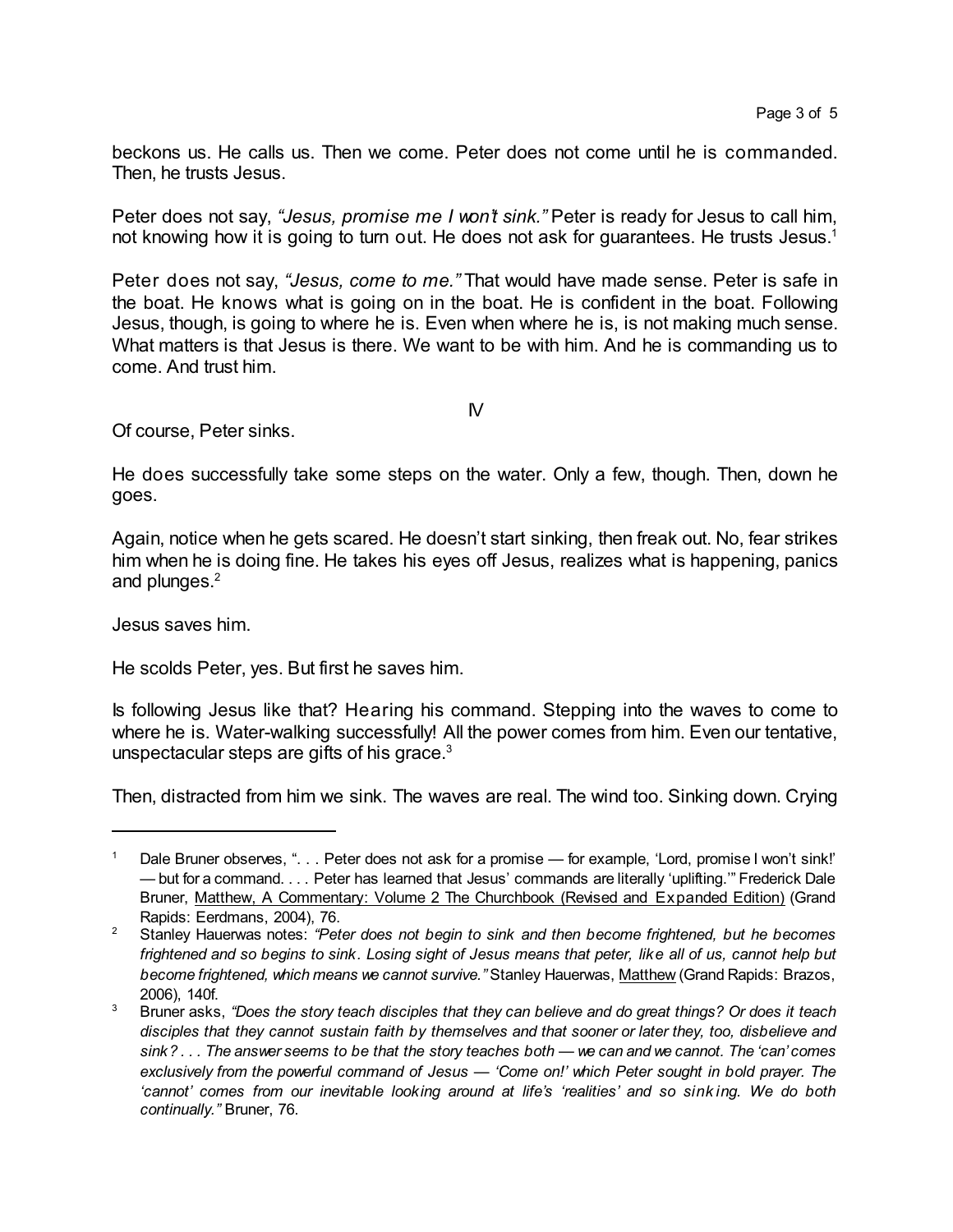beckons us. He calls us. Then we come. Peter does not come until he is commanded. Then, he trusts Jesus.

Peter does not say, *"Jesus, promise me I won't sink."* Peter is ready for Jesus to call him, not knowing how it is going to turn out. He does not ask for guarantees. He trusts Jesus.[1]

Peter does not say, *"Jesus, come to me."* That would have made sense. Peter is safe in the boat. He knows what is going on in the boat. He is confident in the boat. Following Jesus, though, is going to where he is. Even when where he is, is not making much sense. What matters is that Jesus is there. We want to be with him. And he is commanding us to come. And trust him.

IV

Of course, Peter sinks.

He does successfully take some steps on the water. Only a few, though. Then, down he goes.

Again, notice when he gets scared. He doesn't start sinking, then freak out. No, fear strikes him when he is doing fine. He takes his eyes off Jesus, realizes what is happening, panics and plunges.[2]

Jesus saves him.

He scolds Peter, yes. But first he saves him.

Is following Jesus like that? Hearing his command. Stepping into the waves to come to where he is. Water-walking successfully! All the power comes from him. Even our tentative, unspectacular steps are gifts of his grace.[3]

Then, distracted from him we sink. The waves are real. The wind too. Sinking down. Crying

---

[1] Dale Bruner observes, ". . . Peter does not ask for a promise — for example, 'Lord, promise I won't sink!' — but for a command. . . . Peter has learned that Jesus' commands are literally 'uplifting.'" Frederick Dale Bruner, Matthew, A Commentary: Volume 2 The Churchbook (Revised and Expanded Edition) (Grand Rapids: Eerdmans, 2004), 76.

[2] Stanley Hauerwas notes: *"Peter does not begin to sink and then become frightened, but he becomes frightened and so begins to sink. Losing sight of Jesus means that peter, like all of us, cannot help but become frightened, which means we cannot survive."* Stanley Hauerwas, Matthew (Grand Rapids: Brazos, 2006), 140f.

[3] Bruner asks, *"Does the story teach disciples that they can believe and do great things? Or does it teach disciples that they cannot sustain faith by themselves and that sooner or later they, too, disbelieve and sink? . . . The answer seems to be that the story teaches both — we can and we cannot. The 'can' comes exclusively from the powerful command of Jesus — 'Come on!' which Peter sought in bold prayer. The 'cannot' comes from our inevitable looking around at life's 'realities' and so sinking. We do both continually."* Bruner, 76.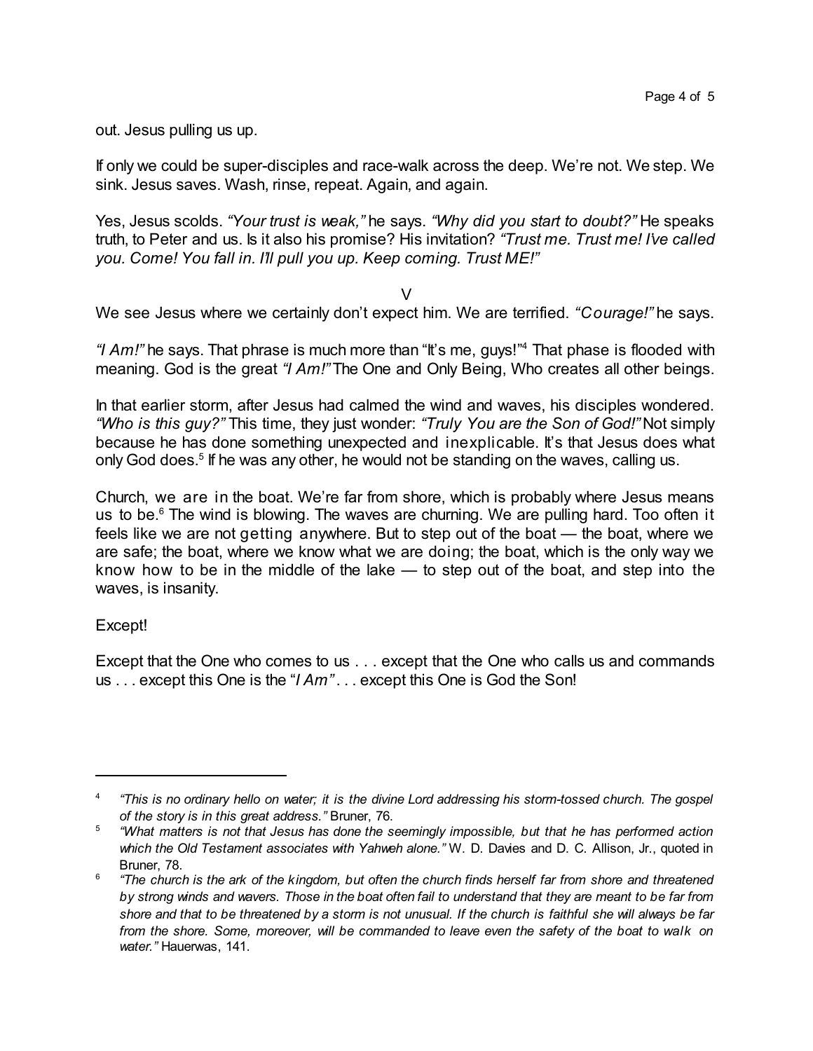out. Jesus pulling us up.

If only we could be super-disciples and race-walk across the deep. We're not. We step. We sink. Jesus saves. Wash, rinse, repeat. Again, and again.

Yes, Jesus scolds. *"Your trust is weak,"* he says. *"Why did you start to doubt?"* He speaks truth, to Peter and us. Is it also his promise? His invitation? *"Trust me. Trust me! I've called you. Come! You fall in. I'll pull you up. Keep coming. Trust ME!"*

V

We see Jesus where we certainly don't expect him. We are terrified. *"Courage!"* he says.

*"I Am!"* he says. That phrase is much more than "It's me, guys!"[4] That phase is flooded with meaning. God is the great *"I Am!"* The One and Only Being, Who creates all other beings.

In that earlier storm, after Jesus had calmed the wind and waves, his disciples wondered. *"Who is this guy?"* This time, they just wonder: *"Truly You are the Son of God!"* Not simply because he has done something unexpected and inexplicable. It's that Jesus does what only God does.[5] If he was any other, he would not be standing on the waves, calling us.

Church, we are in the boat. We're far from shore, which is probably where Jesus means us to be.[6] The wind is blowing. The waves are churning. We are pulling hard. Too often it feels like we are not getting anywhere. But to step out of the boat — the boat, where we are safe; the boat, where we know what we are doing; the boat, which is the only way we know how to be in the middle of the lake — to step out of the boat, and step into the waves, is insanity.

Except!

Except that the One who comes to us . . . except that the One who calls us and commands us . . . except this One is the "*I Am*" . . . except this One is God the Son!

---

[4] *"This is no ordinary hello on water; it is the divine Lord addressing his storm-tossed church. The gospel of the story is in this great address."* Bruner, 76.

[5] *"What matters is not that Jesus has done the seemingly impossible, but that he has performed action which the Old Testament associates with Yahweh alone."* W. D. Davies and D. C. Allison, Jr., quoted in Bruner, 78.

[6] *"The church is the ark of the kingdom, but often the church finds herself far from shore and threatened by strong winds and wavers. Those in the boat often fail to understand that they are meant to be far from shore and that to be threatened by a storm is not unusual. If the church is faithful she will always be far from the shore. Some, moreover, will be commanded to leave even the safety of the boat to walk on water."* Hauerwas, 141.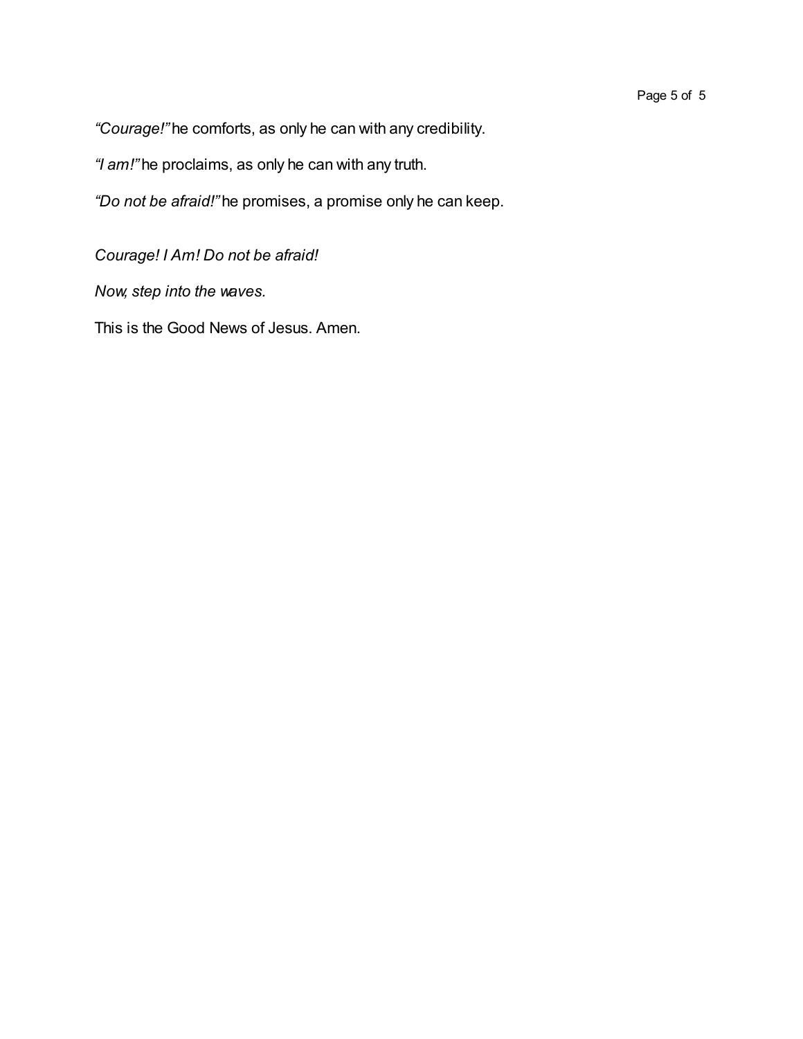*"Courage!"* he comforts, as only he can with any credibility.

*"I am!"* he proclaims, as only he can with any truth.

*"Do not be afraid!"* he promises, a promise only he can keep.

*Courage! I Am! Do not be afraid!*

*Now, step into the waves.*

This is the Good News of Jesus. Amen.